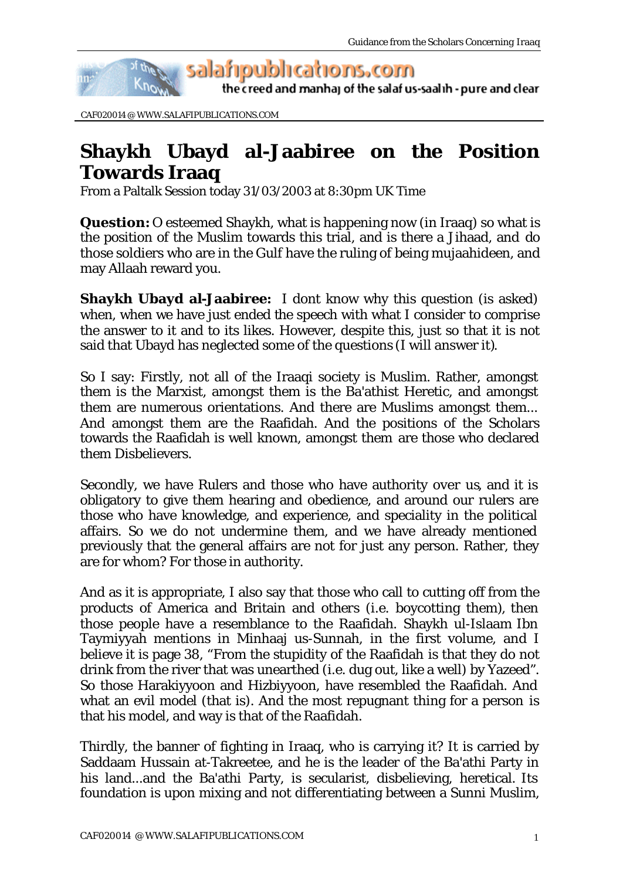CAF020014 @ WWW.SALAFIPUBLICATIONS.COM

# Shaykh Ubayd al-Jaabiree on the Position Towards Iraaq

From a Paltalk Session today 31/03/2003 at 8:30pm UK Time

**Question:** O esteemed Shaykh, what is happening now (in Iraaq) so what is the position of the Muslim towards this trial, and is there a Jihaad, and do those soldiers who are in the Gulf have the ruling of being mujaahideen, and may Allaah reward you.

**Shaykh Ubayd al-Jaabiree:** I dont know why this question (is asked) when, when we have just ended the speech with what I consider to comprise the answer to it and to its likes. However, despite this, just so that it is not said that Ubayd has neglected some of the questions (I will answer it).

So I say: Firstly, not all of the Iraaqi society is Muslim. Rather, amongst them is the Marxist, amongst them is the Ba'athist Heretic, and amongst them are numerous orientations. And there are Muslims amongst them... And amongst them are the Raafidah. And the positions of the Scholars towards the Raafidah is well known, amongst them are those who declared them Disbelievers.

Secondly, we have Rulers and those who have authority over us, and it is obligatory to give them hearing and obedience, and around our rulers are those who have knowledge, and experience, and speciality in the political affairs. So we do not undermine them, and we have already mentioned previously that the general affairs are not for just any person. Rather, they are for whom? For those in authority.

And as it is appropriate, I also say that those who call to cutting off from the products of America and Britain and others (i.e. boycotting them), then those people have a resemblance to the Raafidah. Shaykh ul-Islaam Ibn Taymiyyah mentions in Minhaaj us-Sunnah, in the first volume, and I believe it is page 38, "From the stupidity of the Raafidah is that they do not drink from the river that was unearthed (i.e. dug out, like a well) by Yazeed". So those Harakiyyoon and Hizbiyyoon, have resembled the Raafidah. And what an evil model (that is). And the most repugnant thing for a person is that his model, and way is that of the Raafidah.

Thirdly, the banner of fighting in Iraaq, who is carrying it? It is carried by Saddaam Hussain at-Takreetee, and he is the leader of the Ba'athi Party in his land...and the Ba'athi Party, is secularist, disbelieving, heretical. Its foundation is upon mixing and not differentiating between a Sunni Muslim,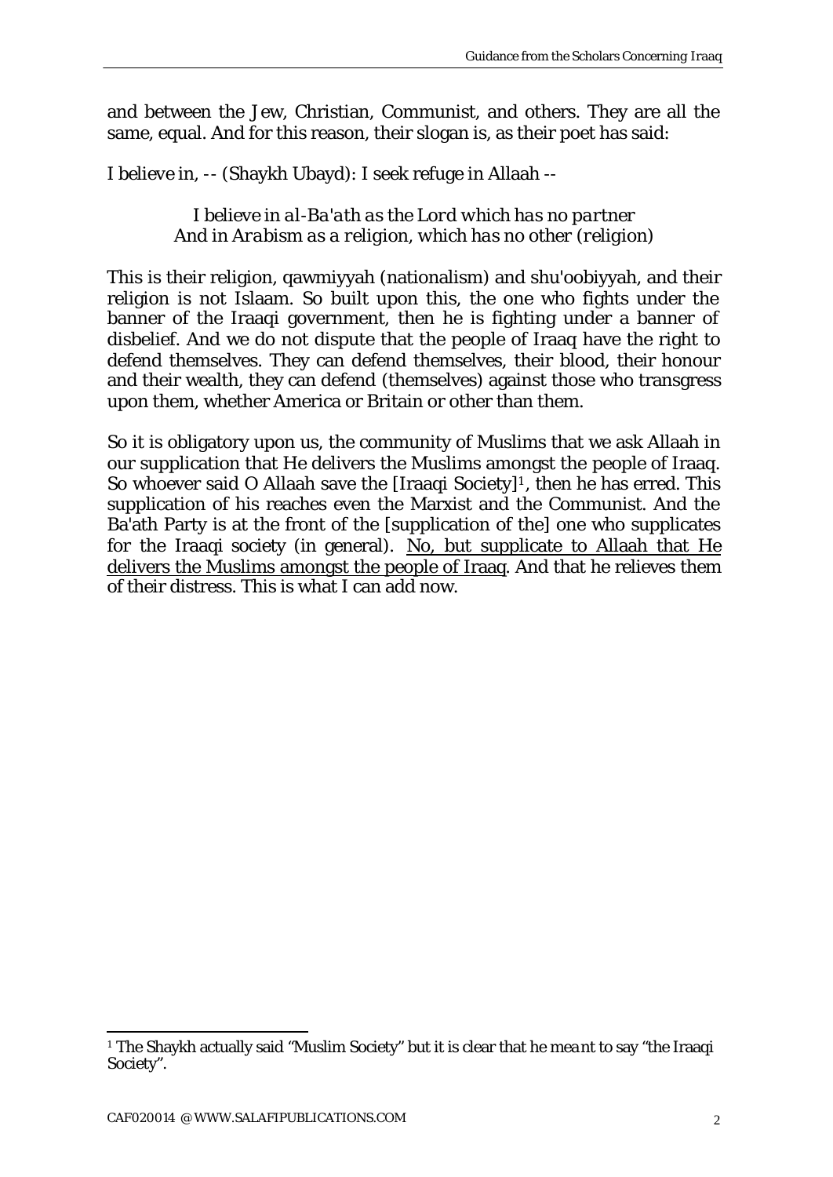and between the Jew, Christian, Communist, and others. They are all the same, equal. And for this reason, their slogan is, as their poet has said:

I believe in, -- (Shaykh Ubayd): I seek refuge in Allaah --

*I believe in al-Ba'ath as the Lord which has no partner*
*And in Arabism as a religion, which has no other (religion)*

This is their religion, qawmiyyah (nationalism) and shu'oobiyyah, and their religion is not Islaam. So built upon this, the one who fights under the banner of the Iraaqi government, then he is fighting under a banner of disbelief. And we do not dispute that the people of Iraaq have the right to defend themselves. They can defend themselves, their blood, their honour and their wealth, they can defend (themselves) against those who transgress upon them, whether America or Britain or other than them.

So it is obligatory upon us, the community of Muslims that we ask Allaah in our supplication that He delivers the Muslims amongst the people of Iraaq. So whoever said O Allaah save the [Iraaqi Society][1], then he has erred. This supplication of his reaches even the Marxist and the Communist. And the Ba'ath Party is at the front of the [supplication of the] one who supplicates for the Iraaqi society (in general). <u>No, but supplicate to Allaah that He delivers the Muslims amongst the people of Iraaq</u>. And that he relieves them of their distress. This is what I can add now.

---

[1] The Shaykh actually said "Muslim Society" but it is clear that he meant to say "the Iraaqi Society".